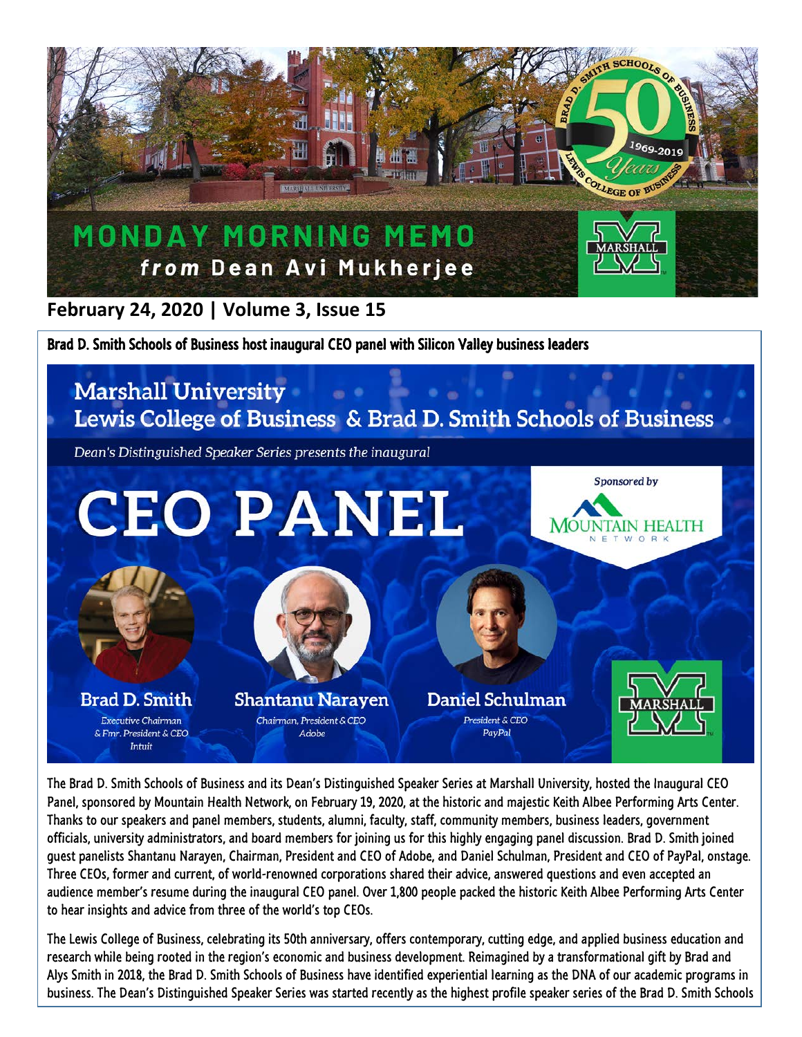# MONDAY MORNING MEMO
## *from* Dean Avi Mukherjee

**February 24, 2020 | Volume 3, Issue 15**

### Brad D. Smith Schools of Business host inaugural CEO panel with Silicon Valley business leaders

**Marshall University**
**Lewis College of Business & Brad D. Smith Schools of Business**

*Dean's Distinguished Speaker Series presents the inaugural*

# CEO PANEL

Sponsored by Mountain Health Network

**Brad D. Smith**
*Executive Chairman & Fmr. President & CEO*
*Intuit*

**Shantanu Narayen**
*Chairman, President & CEO*
*Adobe*

**Daniel Schulman**
*President & CEO*
*PayPal*

The Brad D. Smith Schools of Business and its Dean's Distinguished Speaker Series at Marshall University, hosted the Inaugural CEO Panel, sponsored by Mountain Health Network, on February 19, 2020, at the historic and majestic Keith Albee Performing Arts Center. Thanks to our speakers and panel members, students, alumni, faculty, staff, community members, business leaders, government officials, university administrators, and board members for joining us for this highly engaging panel discussion. Brad D. Smith joined guest panelists Shantanu Narayen, Chairman, President and CEO of Adobe, and Daniel Schulman, President and CEO of PayPal, onstage. Three CEOs, former and current, of world-renowned corporations shared their advice, answered questions and even accepted an audience member's resume during the inaugural CEO panel. Over 1,800 people packed the historic Keith Albee Performing Arts Center to hear insights and advice from three of the world's top CEOs.

The Lewis College of Business, celebrating its 50th anniversary, offers contemporary, cutting edge, and applied business education and research while being rooted in the region's economic and business development. Reimagined by a transformational gift by Brad and Alys Smith in 2018, the Brad D. Smith Schools of Business have identified experiential learning as the DNA of our academic programs in business. The Dean's Distinguished Speaker Series was started recently as the highest profile speaker series of the Brad D. Smith Schools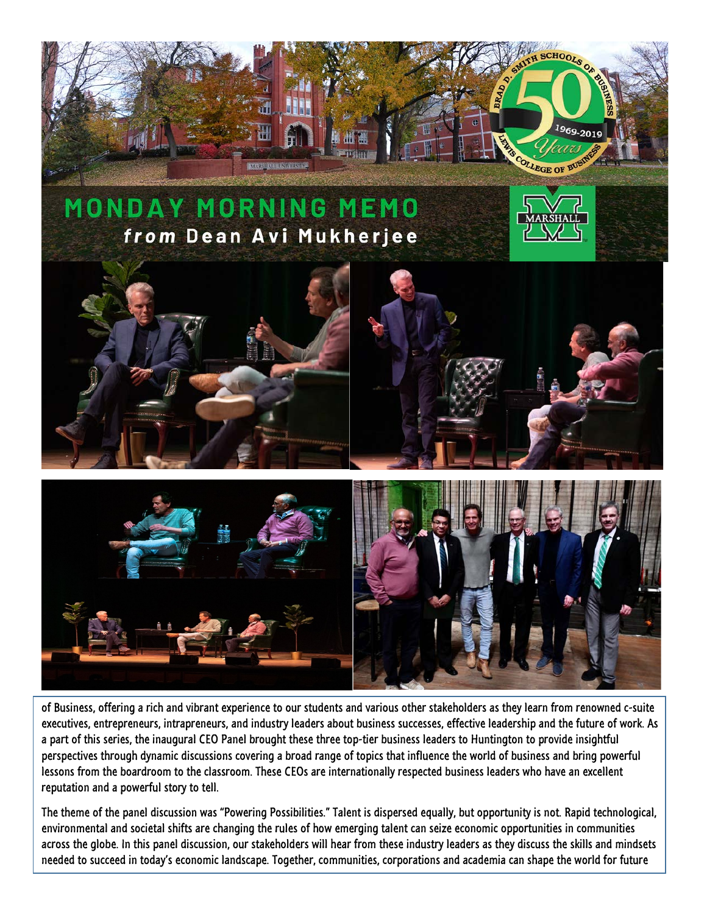# MONDAY MORNING MEMO

## *from* Dean Avi Mukherjee

of Business, offering a rich and vibrant experience to our students and various other stakeholders as they learn from renowned c-suite executives, entrepreneurs, intrapreneurs, and industry leaders about business successes, effective leadership and the future of work. As a part of this series, the inaugural CEO Panel brought these three top-tier business leaders to Huntington to provide insightful perspectives through dynamic discussions covering a broad range of topics that influence the world of business and bring powerful lessons from the boardroom to the classroom. These CEOs are internationally respected business leaders who have an excellent reputation and a powerful story to tell.

The theme of the panel discussion was "Powering Possibilities." Talent is dispersed equally, but opportunity is not. Rapid technological, environmental and societal shifts are changing the rules of how emerging talent can seize economic opportunities in communities across the globe. In this panel discussion, our stakeholders will hear from these industry leaders as they discuss the skills and mindsets needed to succeed in today's economic landscape. Together, communities, corporations and academia can shape the world for future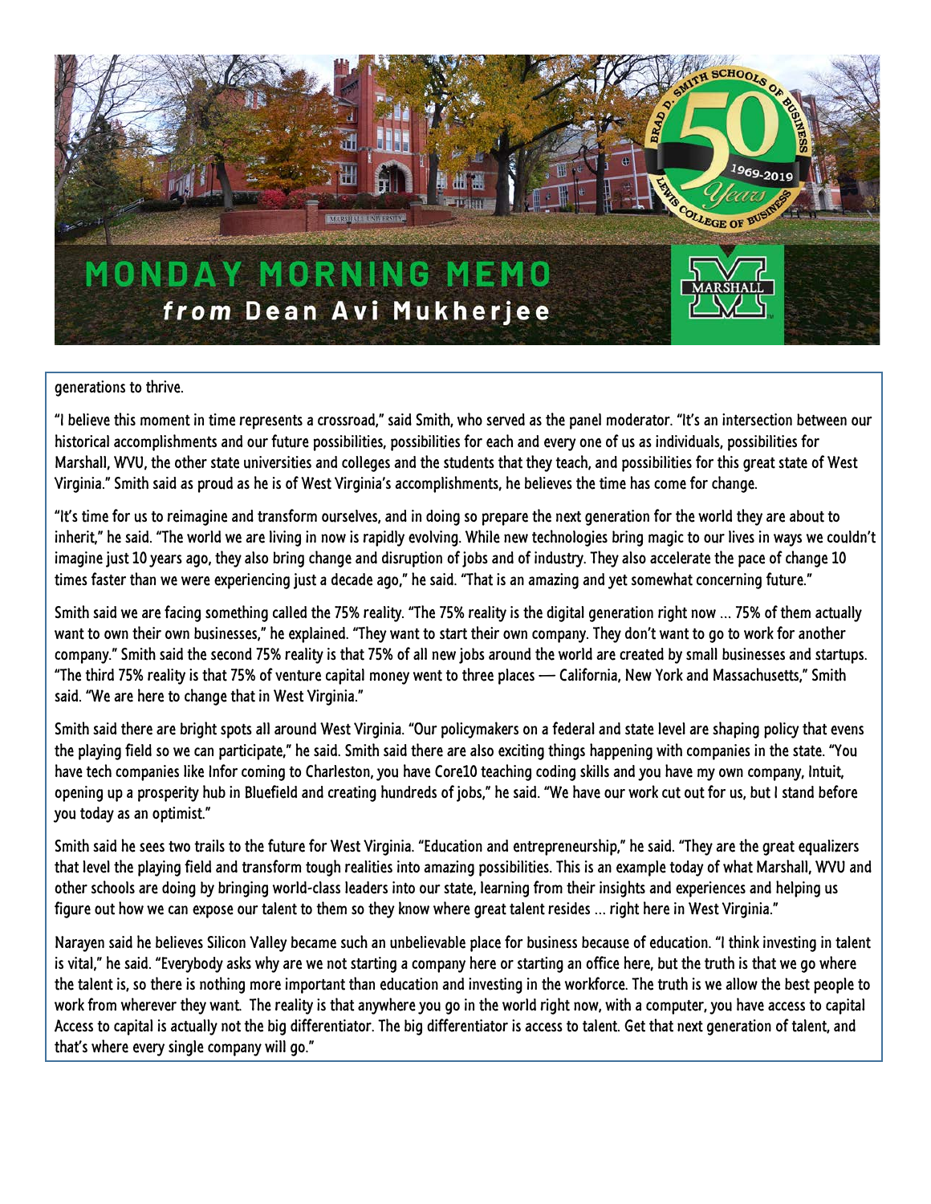generations to thrive.

"I believe this moment in time represents a crossroad," said Smith, who served as the panel moderator. "It's an intersection between our historical accomplishments and our future possibilities, possibilities for each and every one of us as individuals, possibilities for Marshall, WVU, the other state universities and colleges and the students that they teach, and possibilities for this great state of West Virginia." Smith said as proud as he is of West Virginia's accomplishments, he believes the time has come for change.

"It's time for us to reimagine and transform ourselves, and in doing so prepare the next generation for the world they are about to inherit," he said. "The world we are living in now is rapidly evolving. While new technologies bring magic to our lives in ways we couldn't imagine just 10 years ago, they also bring change and disruption of jobs and of industry. They also accelerate the pace of change 10 times faster than we were experiencing just a decade ago," he said. "That is an amazing and yet somewhat concerning future."

Smith said we are facing something called the 75% reality. "The 75% reality is the digital generation right now … 75% of them actually want to own their own businesses," he explained. "They want to start their own company. They don't want to go to work for another company." Smith said the second 75% reality is that 75% of all new jobs around the world are created by small businesses and startups. "The third 75% reality is that 75% of venture capital money went to three places — California, New York and Massachusetts," Smith said. "We are here to change that in West Virginia."

Smith said there are bright spots all around West Virginia. "Our policymakers on a federal and state level are shaping policy that evens the playing field so we can participate," he said. Smith said there are also exciting things happening with companies in the state. "You have tech companies like Infor coming to Charleston, you have Core10 teaching coding skills and you have my own company, Intuit, opening up a prosperity hub in Bluefield and creating hundreds of jobs," he said. "We have our work cut out for us, but I stand before you today as an optimist."

Smith said he sees two trails to the future for West Virginia. "Education and entrepreneurship," he said. "They are the great equalizers that level the playing field and transform tough realities into amazing possibilities. This is an example today of what Marshall, WVU and other schools are doing by bringing world-class leaders into our state, learning from their insights and experiences and helping us figure out how we can expose our talent to them so they know where great talent resides … right here in West Virginia."

Narayen said he believes Silicon Valley became such an unbelievable place for business because of education. "I think investing in talent is vital," he said. "Everybody asks why are we not starting a company here or starting an office here, but the truth is that we go where the talent is, so there is nothing more important than education and investing in the workforce. The truth is we allow the best people to work from wherever they want. The reality is that anywhere you go in the world right now, with a computer, you have access to capital Access to capital is actually not the big differentiator. The big differentiator is access to talent. Get that next generation of talent, and that's where every single company will go."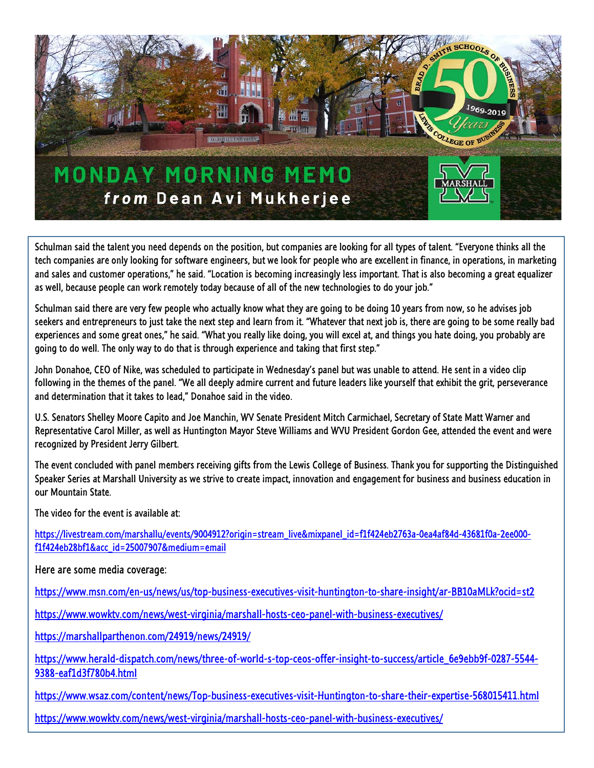# MONDAY MORNING MEMO
## *from* Dean Avi Mukherjee

Schulman said the talent you need depends on the position, but companies are looking for all types of talent. "Everyone thinks all the tech companies are only looking for software engineers, but we look for people who are excellent in finance, in operations, in marketing and sales and customer operations," he said. "Location is becoming increasingly less important. That is also becoming a great equalizer as well, because people can work remotely today because of all of the new technologies to do your job."

Schulman said there are very few people who actually know what they are going to be doing 10 years from now, so he advises job seekers and entrepreneurs to just take the next step and learn from it. "Whatever that next job is, there are going to be some really bad experiences and some great ones," he said. "What you really like doing, you will excel at, and things you hate doing, you probably are going to do well. The only way to do that is through experience and taking that first step."

John Donahoe, CEO of Nike, was scheduled to participate in Wednesday's panel but was unable to attend. He sent in a video clip following in the themes of the panel. "We all deeply admire current and future leaders like yourself that exhibit the grit, perseverance and determination that it takes to lead," Donahoe said in the video.

U.S. Senators Shelley Moore Capito and Joe Manchin, WV Senate President Mitch Carmichael, Secretary of State Matt Warner and Representative Carol Miller, as well as Huntington Mayor Steve Williams and WVU President Gordon Gee, attended the event and were recognized by President Jerry Gilbert.

The event concluded with panel members receiving gifts from the Lewis College of Business. Thank you for supporting the Distinguished Speaker Series at Marshall University as we strive to create impact, innovation and engagement for business and business education in our Mountain State.

The video for the event is available at:

https://livestream.com/marshallu/events/9004912?origin=stream_live&mixpanel_id=f1f424eb2763a-0ea4af84d-43681f0a-2ee000-f1f424eb28bf1&acc_id=25007907&medium=email

Here are some media coverage:

https://www.msn.com/en-us/news/us/top-business-executives-visit-huntington-to-share-insight/ar-BB10aMLk?ocid=st2

https://www.wowktv.com/news/west-virginia/marshall-hosts-ceo-panel-with-business-executives/

https://marshallparthenon.com/24919/news/24919/

https://www.herald-dispatch.com/news/three-of-world-s-top-ceos-offer-insight-to-success/article_6e9ebb9f-0287-5544-9388-eaf1d3f780b4.html

https://www.wsaz.com/content/news/Top-business-executives-visit-Huntington-to-share-their-expertise-568015411.html

https://www.wowktv.com/news/west-virginia/marshall-hosts-ceo-panel-with-business-executives/